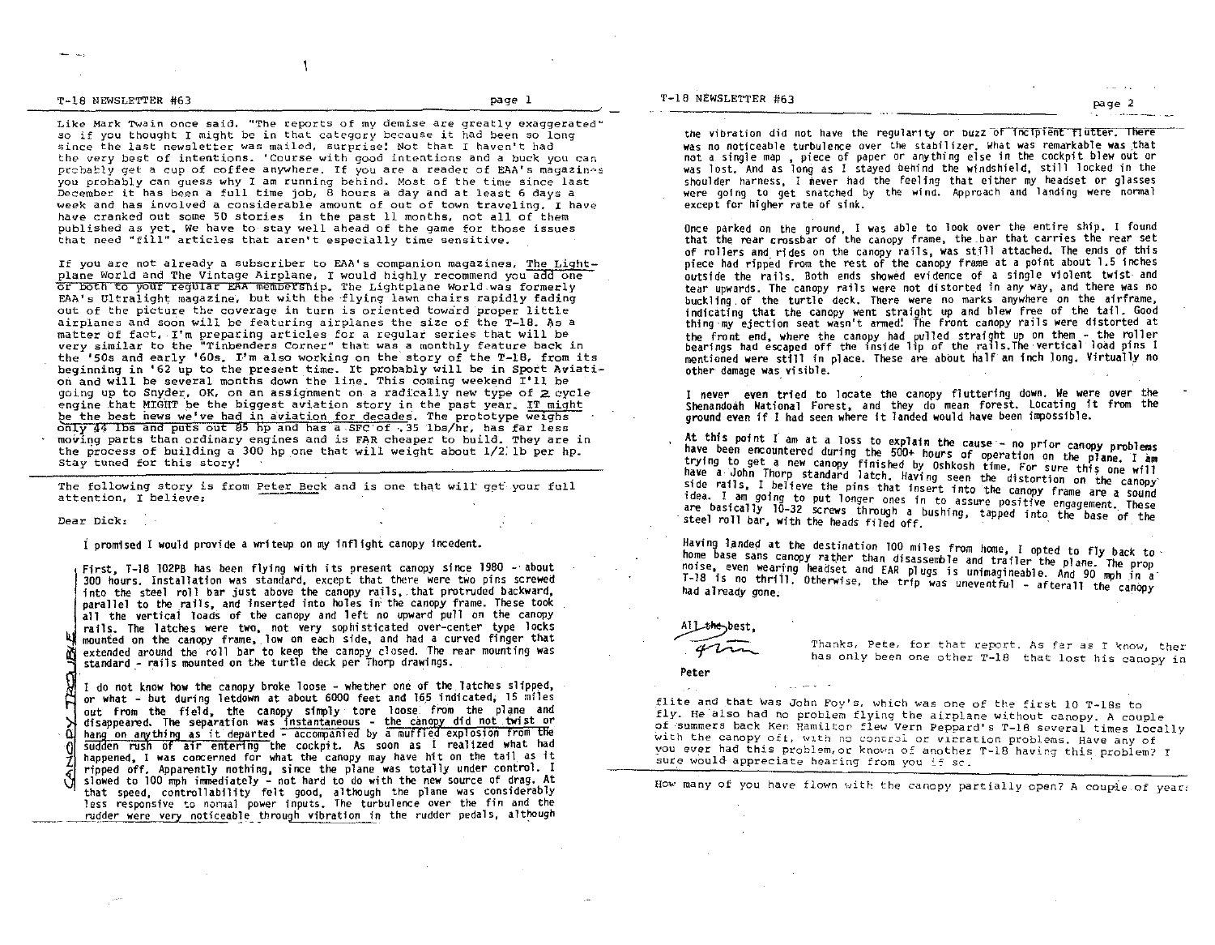Like Mark Twain once said, "The reports of my demise are greatly exaggerated" so if you thought I might be in that category because it had been so long since the last newsletter was mailed, surprise! Not that I haven't had the very best of intentions. 'Course with good intentions and a buck you can probably get a cup of coffee anywhere. If you are a reader of EAA's magazines you probably can guess why I am running behind. Most of the time since last December it has been a full time job, 8 hours a day and at least 6 days a week and has involved a considerable amount of out of town traveling. I have have cranked out some 50 stories in the past 11 months, not all of them published as yet. We have to stay well ahead of the game for those issues that need "fill" articles that aren't especially time sensitive.

If you are not already a subscriber to EAA's companion magazines, The Lightplane World and The Vintage Airplane, I would highly recommend you add one or both to your regular EAA membership. The Lightplane World was formerly EAA's Ultralight magazine, but with the flying lawn chairs rapidly fading out of the picture the coverage in turn is oriented toward proper little airplanes and soon will be featuring airplanes the size of the T-18. As a matter of fact, I'm preparing articles for a regular series that will be very similar to the "Tinbenders Corner" that was a monthly feature back in the '50s and early '60s. I'm also working on the story of the T-18, from its beginning in '62 up to the present time. It probably will be in Sport Aviation and will be several months down the line. This coming weekend I'll be going up to Snyder, OK, on an assignment on a radically new type of 2 cycle engine that MIGHT be the biggest aviation story in the past year. IT might be the best news we've had in aviation for decades. The prototype weighs only 44 lbs and puts out 85 hp and has a SFC of .35 lbs/hr, has far less moving parts than ordinary engines and is FAR cheaper to build. They are in the process of building a 300 hp one that will weight about 1/2 lb per hp. Stay tuned for this story!

The following story is from Peter Beck and is one that will get your full attention, I believe:

## CANOPY TROUBLE

Dear Dick:

I promised I would provide a writeup on my inflight canopy incedent.

First, T-18 102PB has been flying with its present canopy since 1980 - about 300 hours. Installation was standard, except that there were two pins screwed into the steel roll bar just above the canopy rails, that protruded backward, parallel to the rails, and inserted into holes in the canopy frame. These took all the vertical loads of the canopy and left no upward pull on the canopy rails. The latches were two, not very sophisticated over-center type locks mounted on the canopy frame, low on each side, and had a curved finger that extended around the roll bar to keep the canopy closed. The rear mounting was standard - rails mounted on the turtle deck per Thorp drawings.

I do not know how the canopy broke loose - whether one of the latches slipped, or what - but during letdown at about 6000 feet and 165 indicated, 15 miles out from the field, the canopy simply tore loose from the plane and disappeared. The separation was instantaneous - the canopy did not twist or hang on anything as it departed - accompanied by a muffled explosion from the sudden rush of air entering the cockpit. As soon as I realized what had happened, I was concerned for what the canopy may have hit on the tail as it ripped off. Apparently nothing, since the plane was totally under control. I slowed to 100 mph immediately - not hard to do with the new source of drag. At that speed, controllability felt good, although the plane was considerably less responsive to normal power inputs. The turbulence over the fin and the rudder were very noticeable through vibration in the rudder pedals, although the vibration did not have the regularity or buzz of incipient flutter. There was no noticeable turbulence over the stabilizer. What was remarkable was that not a single map, piece of paper or anything else in the cockpit blew out or was lost. And as long as I stayed behind the windshield, still locked in the shoulder harness, I never had the feeling that either my headset or glasses were going to get snatched by the wind. Approach and landing were normal except for higher rate of sink.

Once parked on the ground, I was able to look over the entire ship. I found that the rear crossbar of the canopy frame, the bar that carries the rear set of rollers and rides on the canopy rails, was still attached. The ends of this piece had ripped from the rest of the canopy frame at a point about 1.5 inches outside the rails. Both ends showed evidence of a single violent twist and tear upwards. The canopy rails were not distorted in any way, and there was no buckling of the turtle deck. There were no marks anywhere on the airframe, indicating that the canopy went straight up and blew free of the tail. Good thing my ejection seat wasn't armed! The front canopy rails were distorted at the front end, where the canopy had pulled straight up on them - the roller bearings had escaped off the inside lip of the rails. The vertical load pins I mentioned were still in place. These are about half an inch long. Virtually no other damage was visible.

I never even tried to locate the canopy fluttering down. We were over the Shenandoah National Forest, and they do mean forest. Locating it from the ground even if I had seen where it landed would have been impossible.

At this point I am at a loss to explain the cause - no prior canopy problems have been encountered during the 500+ hours of operation on the plane. I am trying to get a new canopy finished by Oshkosh time. For sure this one will have a John Thorp standard latch. Having seen the distortion on the canopy side rails, I believe the pins that insert into the canopy frame are a sound idea. I am going to put longer ones in to assure positive engagement. These are basically 10-32 screws through a bushing, tapped into the base of the steel roll bar, with the heads filed off.

Having landed at the destination 100 miles from home, I opted to fly back to home base sans canopy rather than disassemble and trailer the plane. The prop noise, even wearing headset and EAR plugs is unimagineable. And 90 mph in a T-18 is no thrill. Otherwise, the trip was uneventful - afterall the canopy had already gone.

All the best,

Peter

Thanks, Pete, for that report. As far as I know, there has only been one other T-18 that lost his canopy in flite and that was John Foy's, which was one of the first 10 T-18s to fly. He also had no problem flying the airplane without canopy. A couple of summers back Ken Hamilton flew Vern Peppard's T-18 several times locally with the canopy off, with no control or vibration problems. Have any of you ever had this problem, or known of another T-18 having this problem? I sure would appreciate hearing from you if so.

How many of you have flown with the canopy partially open? A couple of years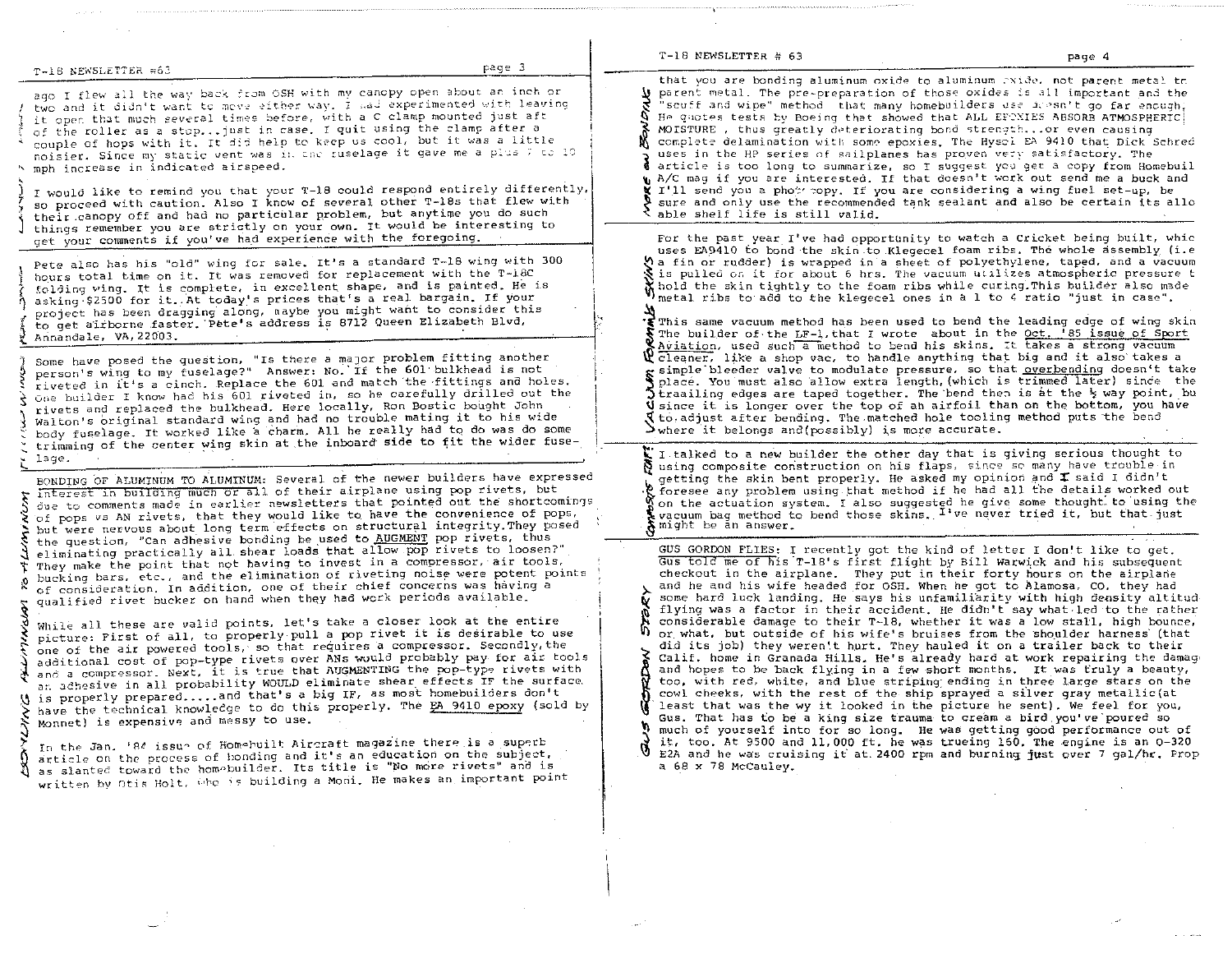ago I flew all the way back from OSH with my canopy open about an inch or two and it didn't want to move either way. I had experimented with leaving it open that much several times before, with a C clamp mounted just aft of the roller as a stop...just in case. I quit using the clamp after a couple of hops with it. It did help to keep us cool, but it was a little noisier. Since my static vent was in the fuselage it gave me a plus 5 to 10 mph increase in indicated airspeed.

I would like to remind you that your T-18 could respond entirely differently, so proceed with caution. Also I know of several other T-18s that flew with their canopy off and had no particular problem, but anytime you do such things remember you are strictly on your own. It would be interesting to get your comments if you've had experience with the foregoing.

Pete also has his "old" wing for sale. It's a standard T-18 wing with 300 hours total time on it. It was removed for replacement with the T-18C folding wing. It is complete, in excellent shape, and is painted. He is asking $2500 for it. At today's prices that's a real bargain. If your project has been dragging along, maybe you might want to consider this to get airborne faster. Pete's address is 8712 Queen Elizabeth Blvd, Annandale, VA, 22003.

Some have posed the question, "Is there a major problem fitting another person's wing to my fuselage?" Answer: No. If the 601 bulkhead is not riveted in it's a cinch. Replace the 601 and match the fittings and holes. One builder I know had his 601 riveted in, so he carefully drilled out the rivets and replaced the bulkhead. Here locally, Ron Bostic bought John Walton's original standard wing and had no trouble mating it to his wide body fuselage. It worked like a charm. All he really had to do was do some trimming of the center wing skin at the inboard side to fit the wider fuselage.

BONDING OF ALUMINUM TO ALUMINUM: Several of the newer builders have expressed interest in building much or all of their airplane using pop rivets, but due to comments made in earlier newsletters that pointed out the shortcomings of pops vs AN rivets, that they would like to have the convenience of pops, but were nervous about long term effects on structural integrity. They posed the question, "Can adhesive bonding be used to AUGMENT pop rivets, thus eliminating practically all shear loads that allow pop rivets to loosen?" They make the point that not having to invest in a compressor, air tools, bucking bars, etc., and the elimination of riveting noise were potent points of consideration. In addition, one of their chief concerns was having a qualified rivet bucker on hand when they had work periods available.

While all these are valid points, let's take a closer look at the entire picture: First of all, to properly pull a pop rivet it is desirable to use one of the air powered tools, so that requires a compressor. Secondly, the additional cost of pop-type rivets over ANs would probably pay for air tools and a compressor. Next, it is true that AUGMENTING the pop-type rivets with an adhesive in all probability WOULD eliminate shear effects IF the surface is properly prepared.....and that's a big IF, as most homebuilders don't have the technical knowledge to do this properly. The EA 9410 epoxy (sold by Monnet) is expensive and messy to use.

In the Jan. '86 issue of Homebuilt Aircraft magazine there is a superb article on the process of bonding and it's an education on the subject, as slanted toward the homebuilder. Its title is "No more rivets" and is written by Otis Holt, who is building a Moni. He makes an important point that you are bonding aluminum oxide to aluminum oxide, not parent metal to parent metal. The pre-preparation of those oxides is all important and the "scuff and wipe" method that many homebuilders use doesn't go far enough. He quotes tests by Boeing that showed that ALL EPOXIES ABSORB ATMOSPHERIC MOISTURE, thus greatly deteriorating bond strength...or even causing complete delamination with some epoxies. The Hysol EA 9410 that Dick Schreder uses in the HP series of sailplanes has proven very satisfactory. The article is too long to summarize, so I suggest you get a copy from Homebuilt A/C mag if you are interested. If that doesn't work out send me a buck and I'll send you a photo copy. If you are considering a wing fuel set-up, be sure and only use the recommended tank sealant and also be certain its allowable shelf life is still valid.

For the past year I've had opportunity to watch a Cricket being built, which uses EA9410 to bond the skin to Klegecel foam ribs. The whole assembly (i.e a fin or rudder) is wrapped in a sheet of polyethylene, taped, and a vacuum is pulled on it for about 6 hrs. The vacuum utilizes atmospheric pressure to hold the skin tightly to the foam ribs while curing. This builder also made metal ribs to add to the klegecel ones in a 1 to 4 ratio "just in case".

This same vacuum method has been used to bend the leading edge of wing skins. The builder of the LF-1, that I wrote about in the Oct. '85 issue of Sport Aviation, used such a method to bend his skins. It takes a strong vacuum cleaner, like a shop vac, to handle anything that big and it also takes a simple bleeder valve to modulate pressure, so that overbending doesn't take place. You must also allow extra length, (which is trimmed later) since the trailing edges are taped together. The bend then is at the ½ way point, but since it is longer over the top of an airfoil than on the bottom, you have to adjust after bending. The matched hole tooling method puts the bend where it belongs and (possibly) is more accurate.

I talked to a new builder the other day that is giving serious thought to using composite construction on his flaps, since so many have trouble in getting the skin bent properly. He asked my opinion and I said I didn't foresee any problem using that method if he had all the details worked out on the actuation system. I also suggested he give some thought to using the vacuum bag method to bend those skins. I've never tried it, but that just might be an answer.

GUS GORDON FLIES: I recently got the kind of letter I don't like to get. Gus told me of his T-18's first flight by Bill Warwick and his subsequent checkout in the airplane. They put in their forty hours on the airplane and he and his wife headed for OSH. When he got to Alamosa, CO, they had some hard luck landing. He says his unfamiliarity with high density altitude flying was a factor in their accident. He didn't say what led to the rather considerable damage to their T-18, whether it was a low stall, high bounce, or what, but outside of his wife's bruises from the shoulder harness (that did its job) they weren't hurt. They hauled it on a trailer back to their Calif. home in Granada Hills. He's already hard at work repairing the damage and hopes to be back flying in a few short months. It was truly a beauty, too, with red, white, and blue striping ending in three large stars on the cowl cheeks, with the rest of the ship sprayed a silver gray metallic (at least that was the wy it looked in the picture he sent). We feel for you, Gus. That has to be a king size trauma to cream a bird you've poured so much of yourself into for so long. He was getting good performance out of it, too. At 9500 and 11,000 ft. he was trueing 160. The engine is an O-320 E2A and he was cruising it at 2400 rpm and burning just over 7 gal/hr. Prop a 68 x 78 McCauley.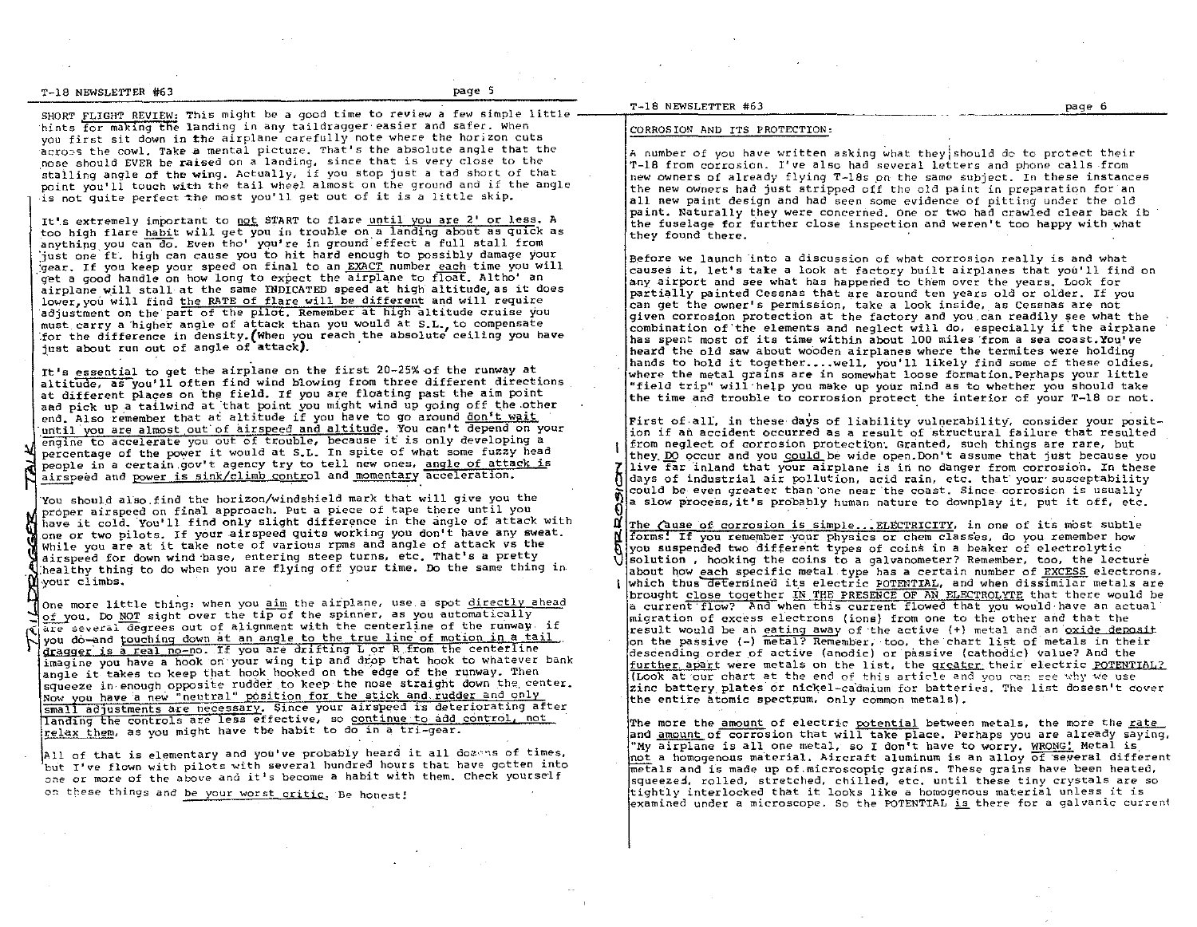**SHORT FLIGHT REVIEW:** This might be a good time to review a few simple little hints for making the landing in any taildragger easier and safer. When you first sit down in the airplane carefully note where the horizon cuts across the cowl. Take a mental picture. That's the absolute angle that the nose should EVER be raised on a landing, since that is very close to the stalling angle of the wing. Actually, if you stop just a tad short of that point you'll touch with the tail wheel almost on the ground and if the angle is not quite perfect the most you'll get out of it is a little skip.

It's extremely important to not START to flare until you are 2' or less. A too high flare habit will get you in trouble on a landing about as quick as anything you can do. Even tho' you're in ground effect a full stall from just one ft. high can cause you to hit hard enough to possibly damage your gear. If you keep your speed on final to an EXACT number each time you will get a good handle on how long to expect the airplane to float. Altho' an airplane will stall at the same INDICATED speed at high altitude, as it does lower, you will find the RATE of flare will be different and will require adjustment on the part of the pilot. Remember at high altitude cruise you must carry a higher angle of attack than you would at S.L., to compensate for the difference in density. (When you reach the absolute ceiling you have just about run out of angle of attack).

It's essential to get the airplane on the first 20-25% of the runway at altitude, as you'll often find wind blowing from three different directions at different places on the field. If you are floating past the aim point and pick up a tailwind at that point you might wind up going off the other end. Also remember that at altitude if you have to go around don't wait until you are almost out of airspeed and altitude. You can't depend on your engine to accelerate you out of trouble, because it is only developing a percentage of the power it would at S.L. In spite of what some fuzzy head people in a certain gov't agency try to tell new ones, angle of attack is airspeed and power is sink/climb control and momentary acceleration.

You should also find the horizon/windshield mark that will give you the proper airspeed on final approach. Put a piece of tape there until you have it cold. You'll find only slight difference in the angle of attack with one or two pilots. If your airspeed quits working you don't have any sweat. While you are at it take note of various rpms and angle of attack vs the airspeed for down wind base, entering steep turns, etc. That's a pretty healthy thing to do when you are flying off your time. Do the same thing in your climbs.

One more little thing: when you aim the airplane, use a spot directly ahead of you. Do NOT sight over the tip of the spinner, as you automatically are several degrees out of alignment with the centerline of the runway. If you do—and touching down at an angle to the true line of motion in a tail dragger is a real no-no. If you are drifting L or R from the centerline imagine you have a hook on your wing tip and drop that hook to whatever bank angle it takes to keep that hook hooked on the edge of the runway. Then squeeze in enough opposite rudder to keep the nose straight down the center. Now you have a new "neutral" position for the stick and rudder and only small adjustments are necessary. Since your airspeed is deteriorating after landing the controls are less effective, so continue to add control, not relax them, as you might have the habit to do in a tri-gear.

All of that is elementary and you've probably heard it all dozens of times, but I've flown with pilots with several hundred hours that have gotten into one or more of the above and it's become a habit with them. Check yourself on these things and be your worst critic. Be honest!

## CORROSION AND ITS PROTECTION:

A number of you have written asking what they should do to protect their T-18 from corrosion. I've also had several letters and phone calls from new owners of already flying T-18s on the same subject. In these instances the new owners had just stripped off the old paint in preparation for an all new paint design and had seen some evidence of pitting under the old paint. Naturally they were concerned. One or two had crawled clear back in the fuselage for further close inspection and weren't too happy with what they found there.

Before we launch into a discussion of what corrosion really is and what causes it, let's take a look at factory built airplanes that you'll find on any airport and see what has happened to them over the years. Look for partially painted Cessnas that are around ten years old or older. If you can get the owner's permission, take a look inside, as Cessnas are not given corrosion protection at the factory and you can readily see what the combination of the elements and neglect will do, especially if the airplane has spent most of its time within about 100 miles from a sea coast. You've heard the old saw about wooden airplanes where the termites were holding hands to hold it together....well, you'll likely find some of these oldies, where the metal grains are in somewhat loose formation. Perhaps your little "field trip" will help you make up your mind as to whether you should take the time and trouble to corrosion protect the interior of your T-18 or not.

First of all, in these days of liability vulnerability, consider your position if an accident occurred as a result of structural failure that resulted from neglect of corrosion protection. Granted, such things are rare, but they DO occur and you could be wide open. Don't assume that just because you live far inland that your airplane is in no danger from corrosion. In these days of industrial air pollution, acid rain, etc. that your susceptability could be even greater than one near the coast. Since corrosion is usually a slow process, it's probably human nature to downplay it, put it off, etc.

The cause of corrosion is simple...ELECTRICITY, in one of its most subtle forms! If you remember your physics or chem classes, do you remember how you suspended two different types of coins in a beaker of electrolytic solution, hooking the coins to a galvanometer? Remember, too, the lecture about how each specific metal type has a certain number of EXCESS electrons, which thus determined its electric POTENTIAL, and when dissimilar metals are brought close together IN THE PRESENCE OF AN ELECTROLYTE that there would be a current flow? And when this current flowed that you would have an actual migration of excess electrons (ions) from one to the other and that the result would be an eating away of the active (+) metal and an oxide deposit on the passive (-) metal? Remember, too, the chart list of metals in their descending order of active (anodic) or passive (cathodic) value? And the further apart were metals on the list, the greater their electric POTENTIAL? (Look at our chart at the end of this article and you can see why we use zinc battery plates or nickel-cadmium for batteries. The list dosen't cover the entire atomic spectrum, only common metals).

The more the amount of electric potential between metals, the more the rate and amount of corrosion that will take place. Perhaps you are already saying, "My airplane is all one metal, so I don't have to worry. WRONG! Metal is not a homogenous material. Aircraft aluminum is an alloy of several different metals and is made up of microscopic grains. These grains have been heated, squeezed, rolled, stretched, chilled, etc. until these tiny crystals are so tightly interlocked that it looks like a homogenous material unless it is examined under a microscope. So the POTENTIAL is there for a galvanic current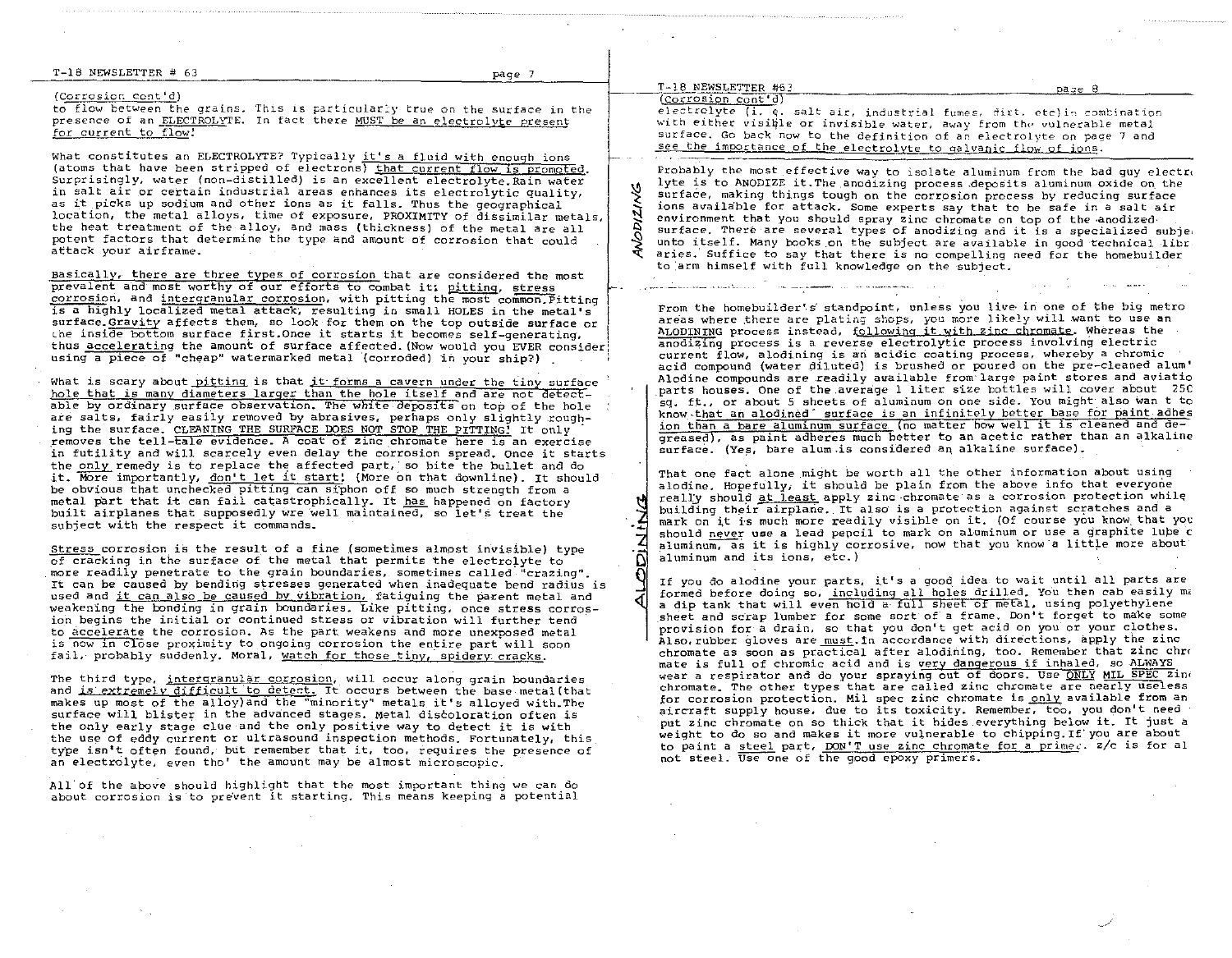(Corrosion cont'd)

to flow between the grains. This is particularly true on the surface in the presence of an ELECTROLYTE. In fact there MUST be an electrolyte present for current to flow!

What constitutes an ELECTROLYTE? Typically it's a fluid with enough ions (atoms that have been stripped of electrons) that current flow is promoted. Surprisingly, water (non-distilled) is an excellent electrolyte. Rain water in salt air or certain industrial areas enhances its electrolytic quality, as it picks up sodium and other ions as it falls. Thus the geographical location, the metal alloys, time of exposure, PROXIMITY of dissimilar metals, the heat treatment of the alloy, and mass (thickness) of the metal are all potent factors that determine the type and amount of corrosion that could attack your airframe.

Basically, there are three types of corrosion that are considered the most prevalent and most worthy of our efforts to combat it: pitting, stress corrosion, and intergranular corrosion, with pitting the most common. Pitting is a highly localized metal attack, resulting in small HOLES in the metal's surface. Gravity affects them, so look for them on the top outside surface or the inside bottom surface first. Once it starts it becomes self-generating, thus accelerating the amount of surface affected. (Now would you EVER consider using a piece of "cheap" watermarked metal (corroded) in your ship?)

What is scary about pitting is that it forms a cavern under the tiny surface hole that is many diameters larger than the hole itself and are not detectable by ordinary surface observation. The white deposits on top of the hole are salts, fairly easily removed by abrasives, perhaps only slightly roughing the surface. CLEANING THE SURFACE DOES NOT STOP THE PITTING! It only removes the tell-tale evidence. A coat of zinc chromate here is an exercise in futility and will scarcely even delay the corrosion spread. Once it starts the only remedy is to replace the affected part, so bite the bullet and do it. More importantly, don't let it start! (More on that downline). It should be obvious that unchecked pitting can siphon off so much strength from a metal part that it can fail catastrophically. It has happened on factory built airplanes that supposedly wre well maintained, so let's treat the subject with the respect it commands.

Stress corrosion is the result of a fine (sometimes almost invisible) type of cracking in the surface of the metal that permits the electrolyte to more readily penetrate to the grain boundaries, sometimes called "crazing". It can be caused by bending stresses generated when inadequate bend radius is used and it can also be caused by vibration, fatiguing the parent metal and weakening the bonding in grain boundaries. Like pitting, once stress corrosion begins the initial or continued stress or vibration will further tend to accelerate the corrosion. As the part weakens and more unexposed metal is now in close proximity to ongoing corrosion the entire part will soon fail, probably suddenly. Moral, watch for those tiny, spidery cracks.

The third type, intergranular corrosion, will occur along grain boundaries and is extremely difficult to detect. It occurs between the base metal (that makes up most of the alloy) and the "minority" metals it's alloyed with. The surface will blister in the advanced stages. Metal discoloration often is the only early stage clue and the only positive way to detect it is with the use of eddy current or ultrasound inspection methods. Fortunately, this type isn't often found, but remember that it, too, requires the presence of an electrolyte, even tho' the amount may be almost microscopic.

All of the above should highlight that the most important thing we can do about corrosion is to prevent it starting. This means keeping a potential electrolyte (i. e. salt air, industrial fumes, dirt, etc) in combination with either visible or invisible water, away from the vulnerable metal surface. Go back now to the definition of an electrolyte on page 7 and see the importance of the electrolyte to galvanic flow of ions.

**ANODIZING**

Probably the most effective way to isolate aluminum from the bad guy electrolyte is to ANODIZE it. The anodizing process deposits aluminum oxide on the surface, making things tough on the corrosion process by reducing surface ions available for attack. Some experts say that to be safe in a salt air environment that you should spray zinc chromate on top of the anodized surface. There are several types of anodizing and it is a specialized subject unto itself. Many books on the subject are available in good technical libraries. Suffice to say that there is no compelling need for the homebuilder to arm himself with full knowledge on the subject.

**ALODINING**

From the homebuilder's standpoint, unless you live in one of the big metro areas where there are plating shops, you more likely will want to use an ALODINING process instead, following it with zinc chromate. Whereas the anodizing process is a reverse electrolytic process involving electric current flow, alodining is an acidic coating process, whereby a chromic acid compound (water diluted) is brushed or poured on the pre-cleaned alum' Alodine compounds are readily available from large paint stores and aviation parts houses. One of the average 1 liter size bottles will cover about 250 sq. ft., or about 5 sheets of aluminum on one side. You might also want to know that an alodined surface is an infinitely better base for paint adhesion than a bare aluminum surface (no matter how well it is cleaned and degreased), as paint adheres much better to an acetic rather than an alkaline surface. (Yes, bare alum is considered an alkaline surface).

That one fact alone might be worth all the other information about using alodine. Hopefully, it should be plain from the above info that everyone really should at least apply zinc chromate as a corrosion protection while building their airplane. It also is a protection against scratches and a mark on it is much more readily visible on it. (Of course you know that you should never use a lead pencil to mark on aluminum or use a graphite lube on aluminum, as it is highly corrosive, now that you know a little more about aluminum and its ions, etc.)

If you do alodine your parts, it's a good idea to wait until all parts are formed before doing so, including all holes drilled. You then can easily make a dip tank that will even hold a full sheet of metal, using polyethylene sheet and scrap lumber for some sort of a frame. Don't forget to make some provision for a drain, so that you don't get acid on you or your clothes. Also, rubber gloves are must. In accordance with directions, apply the zinc chromate as soon as practical after alodining, too. Remember that zinc chromate is full of chromic acid and is very dangerous if inhaled, so ALWAYS wear a respirator and do your spraying out of doors. Use ONLY MIL SPEC zinc chromate. The other types that are called zinc chromate are nearly useless for corrosion protection. Mil spec zinc chromate is only available from an aircraft supply house, due to its toxicity. Remember, too, you don't need to put zinc chromate on so thick that it hides everything below it. It just adds weight to do so and makes it more vulnerable to chipping. If you are about to paint a steel part, DON'T use zinc chromate for a primer. z/c is for al not steel. Use one of the good epoxy primers.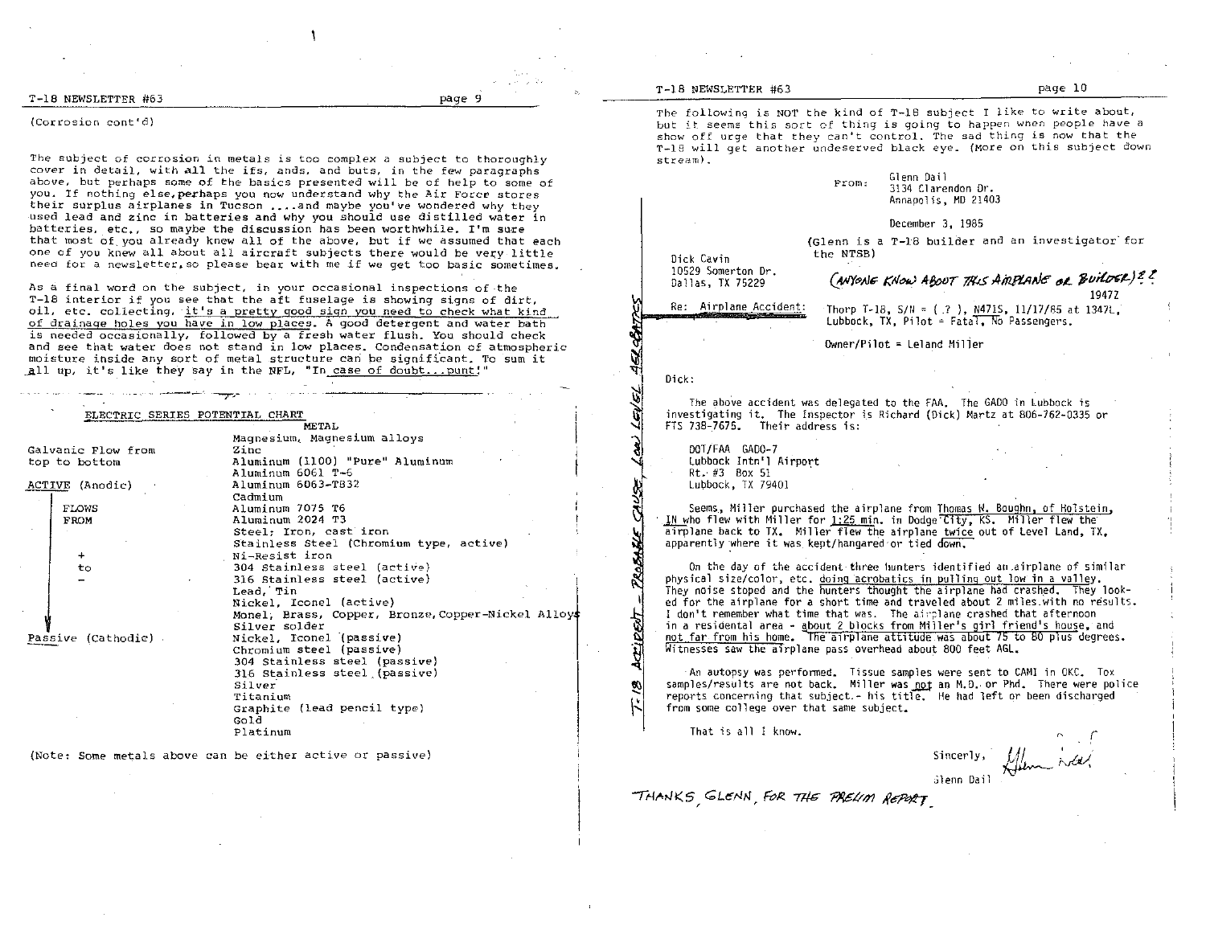(Corrosion cont'd)

The subject of corrosion in metals is too complex a subject to thoroughly cover in detail, with all the ifs, ands, and buts, in the few paragraphs above, but perhaps some of the basics presented will be of help to some of you. If nothing else, perhaps you now understand why the Air Force stores their surplus airplanes in Tucson ....and maybe you've wondered why they used lead and zinc in batteries and why you should use distilled water in batteries, etc., so maybe the discussion has been worthwhile. I'm sure that most of you already knew all of the above, but if we assumed that each one of you knew all about all aircraft subjects there would be very little need for a newsletter, so please bear with me if we get too basic sometimes.

As a final word on the subject, in your occasional inspections of the T-18 interior if you see that the aft fuselage is showing signs of dirt, oil, etc. collecting, it's a pretty good sign you need to check what kind of drainage holes you have in low places. A good detergent and water bath is needed occasionally, followed by a fresh water flush. You should check and see that water does not stand in low places. Condensation of atmospheric moisture inside any sort of metal structure can be significant. To sum it all up, it's like they say in the NFL, "In case of doubt...punt!"

ELECTRIC SERIES POTENTIAL CHART

| | METAL |
|---|---|
| Galvanic Flow from top to bottom | Magnesium, Magnesium alloys |
| | Zinc |
| ACTIVE (Anodic) | Aluminum (1100) "Pure" Aluminum |
| | Aluminum 6061 T-6 |
| FLOWS FROM | Aluminum 6063-TB32 |
| | Cadmium |
| + | Aluminum 7075 T6 |
| to | Aluminum 2024 T3 |
| − | Steel; Iron, cast iron |
| | Stainless Steel (Chromium type, active) |
| | Ni-Resist iron |
| | 304 Stainless steel (active) |
| | 316 Stainless steel (active) |
| | Lead, Tin |
| | Nickel, Iconel (active) |
| | Monel, Brass, Copper, Bronze, Copper-Nickel Alloys |
| | Silver solder |
| Passive (Cathodic) | Nickel, Iconel (passive) |
| | Chromium steel (passive) |
| | 304 Stainless steel (passive) |
| | 316 Stainless steel (passive) |
| | Silver |
| | Titanium |
| | Graphite (lead pencil type) |
| | Gold |
| | Platinum |

(Note: Some metals above can be either active or passive)

---

The following is NOT the kind of T-18 subject I like to write about, but it seems this sort of thing is going to happen when people have a show off urge that they can't control. The sad thing is now that the T-18 will get another undeserved black eye. (More on this subject down stream).

From: Glenn Dail
3134 Clarendon Dr.
Annapolis, MD 21403

December 3, 1985

(Glenn is a T-18 builder and an investigator for the NTSB)

Dick Cavin
10529 Somerton Dr.
Dallas, TX 75229

(ANYONE KNOW ABOUT THIS AIRPLANE OR BUILDER)??

T-18 ACCIDENT – PROBABLE CAUSE, LOW LEVEL AEROBATICS

Re: Airplane Accident: Thorp T-18, S/N = ( ? ), N471S, 11/17/85 at 1347L, 1947Z
Lubbock, TX, Pilot = Fatal, No Passengers.

Owner/Pilot = Leland Miller

Dick:

The above accident was delegated to the FAA. The GADO in Lubbock is investigating it. The Inspector is Richard (Dick) Martz at 806-762-0335 or FTS 738-7675. Their address is:

DOT/FAA GADO-7
Lubbock Intn'l Airport
Rt. #3 Box 51
Lubbock, TX 79401

Seems, Miller purchased the airplane from Thomas N. Boughn, of Holstein, IN who flew with Miller for 1:25 min. in Dodge City, KS. Miller flew the airplane back to TX. Miller flew the airplane twice out of Level Land, TX, apparently where it was kept/hangared or tied down.

On the day of the accident three hunters identified an airplane of similar physical size/color, etc. doing acrobatics in pulling out low in a valley. They noise stoped and the hunters thought the airplane had crashed. They looked for the airplane for a short time and traveled about 2 miles with no results. I don't remember what time that was. The airplane crashed that afternoon in a residential area - about 2 blocks from Miller's girl friend's house, and not far from his home. The airplane attitude was about 75 to 80 plus degrees. Witnesses saw the airplane pass overhead about 800 feet AGL.

An autopsy was performed. Tissue samples were sent to CAMI in OKC. Tox samples/results are not back. Miller was not an M.D. or Phd. There were police reports concerning that subject.- his title. He had left or been discharged from some college over that same subject.

That is all I know.

Sincerly,

Glenn Dail

THANKS, GLENN, FOR THE PRELIM REPORT.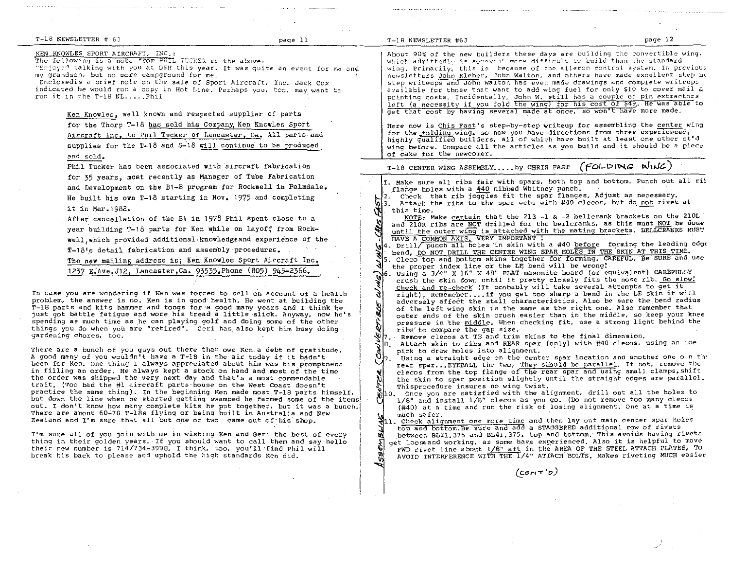KEN KNOWLES SPORT AIRCRAFT, INC.:

The following is a note from PHIL TUCKER re the above:

"Enjoyed talking with you at OSH this year. It was quite an event for me and my grandson, but no more campground for me.

Enclosed is a brief note on the sale of Sport Aircraft, Inc. Jack Cox indicated he would run a copy in Hot Line. Perhaps you, too, may want to run it in the T-18 NL.....Phil

> Ken Knowles, well known and respected supplier of parts for the Thorp T-18 has sold his Company, Ken Knowles Sport Aircraft Inc. to Phil Tucker of Lancaster, Ca. All parts and supplies for the T-18 and S-18 will continue to be produced and sold.
>
> Phil Tucker has been associated with aircraft fabrication for 35 years, most recently as Manager of Tube Fabrication and Development on the B1-B program for Rockwell in Palmdale. He built his own T-18 starting in Nov. 1975 and completing it in Mar. 1982.
>
> After cancellation of the B1 in 1978 Phil spent close to a year building T-18 parts for Ken while on layoff from Rockwell, which provided additional knowledge and experience of the T-18's detail fabrication and assembly procedures.
>
> The new mailing address is; Ken Knowles Sport Aircraft Inc. 1237 E.Ave.J12, Lancaster, Ca. 93535, Phone (805) 945-2366.

In case you are wondering if Ken was forced to sell on account of a health problem, the answer is no. Ken is in good health. He went at building the T-18 parts and kits hammer and tongs for a good many years and I think he just got battle fatigue and wore his tread a little slick. Anyway, now he's spending as much time as he can playing golf and doing some of the other things you do when you are "retired". Geri has also kept him busy doing gardening chores, too.

There are a bunch of you guys out there that owe Ken a debt of gratitude. A good many of you wouldn't have a T-18 in the air today if it hadn't been for Ken. One thing I always appreciated about him was his promptness in filling an order. He always kept a stock on hand and most of the time the order was shipped the very next day and that's a most commendable trait. (Too bad the #1 aircraft parts house on the West Coast doesn't practice the same thing). In the beginning Ken made most T-18 parts himself, but down the line when he started getting swamped he farmed some of the items out. I don't know how many complete kits he put together, but it was a bunch. There are about 60-70 T-18s flying or being built in Australia and New Zealand and I'm sure that all but one or two came out of his shop.

I'm sure all of you join with me in wishing Ken and Geri the best of every thing in their golden years. If you should want to call them and say hello their new number is 714/734-3998. I think, too, you'll find Phil will break his back to please and uphold the high standards Ken did.

About 90% of the new builders these days are building the convertible wing, which admittedly is somewhat more difficult to build than the standard wing. Primarily, this is because of the aileron control system. In previous newsletters John Kleber, John Walton, and others have made excellent step by step writeups and John Walton has even made drawings and complete writeups available for those that want to add wing fuel for only $10 to cover mail & printing costs. Incidentally, John W. still has a couple of pin extractors left (a necessity if you fold the wing) for his cost of $49. He was able to get that cost by having several made at once, so won't have more made.

Here now is Chis Fast's step-by-step writeup for assembling the center wing for the folding wing, so now you have directions from three experienced, highly qualified builders, all of which have built at least one other st'd wing before. Compare all the articles as you build and it should be a piece of cake for the newcomer.

## T-18 CENTER WING ASSEMBLY.....by CHRIS FAST (FOLDING WING)

*Assembling Center (Convertible) Wing - Chris Fast*

1. Make sure all ribs fair with spars, both top and bottom. Punch out all rib flange holes with a #40 nibbed Whitney punch.
2. Check that rib joggles fit the spar flanges. Adjust as necessary.
3. Attach the ribs to the spar webs with #40 clecos, but do not rivet at this time.

   NOTE: Make certain that the 213 -1 & -2 bellcrank brackets on the 210L and 210R ribs are NOT drilled for the bellcranks, as this must NOT be done until the outer wing is attached with the mating brackets. BELLCRANKS MUST HAVE A COMMON AXIS. VERY IMPORTANT !
4. Drill/punch all holes in skin with a #40 before forming the leading edge bend, DO NOT DRILL THE CENTER WING SPAR HOLES IN THE SKIN AT THIS TIME.
5. Cleco top and bottom skins together for forming. CAREFUL. Be SURE and use the proper index line or the LE bend will be wrong!
6. Using a 3/4" X 16" X 48" FLAT masonite board (or equivalent) CAREFULLY crush the skin down until it pretty closely fits the nose rib. Go slow! Check and re-check (It probably will take several attempts to get it right). Rememeber....if you get too sharp a bend in the LE skin it will adversely affect the stall characteristics. Also be sure the bend radius of the left wing skin is the same as the right one. Also remember that outer ends of the skin crush easier than in the middle, so keep your knee pressure in the middle. When checking fit, use a strong light behind the ribs to compare the gap size.
7. Remove clecos at TE and trim skins to the final dimension.
8. Attach skin to ribs and REAR spar (only) with #40 clecos, using an ice pick to draw holes into alignment.
9. Using a straight edge on the center spar location and another one on the rear spar...EYEBALL the two, They should be parallel. If not, remove the clecos from the top flange of the rear spar and using small clamps, shift the skin to spar position slightly until the straight edges are parallel. This procedure insures no wing twist.
10. Once you are satisfied with the alignment, drill out all the holes to 1/8" and install 1/8" clecos as you go. (Do not remove too many clecos (#40) at a time and run the risk of losing alignment. One at a time is much safer.
11. Check alignment one more time and then lay out main center spar holes top and bottom. Be sure and add a STAGGERED additional row of rivets between BL21.375 and BL41.375, top and bottom. This avoids having rivets get loose and working, as some have experienced. Also it is helpful to move FWD rivet line about 1/8" aft in the AREA OF THE STEEL ATTACH PLATES, TO AVOID INTERFERENCE WITH THE 1/4" ATTACH BOLTS. Makes riveting MUCH easier

(CONT'D)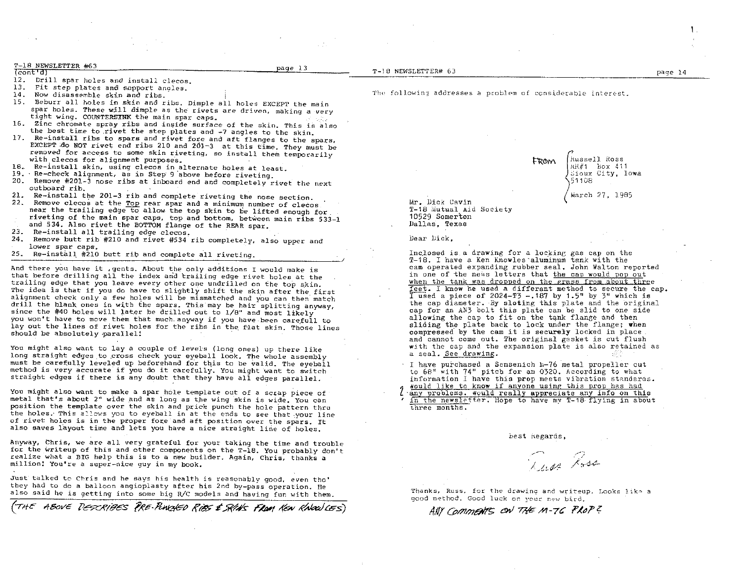(cont'd)

12. Drill spar holes and install clecos.
13. Fit step plates and support angles.
14. Now disassemble skin and ribs.
15. Beburr all holes in skin and ribs. Dimple all holes EXCEPT the main spar holes. These will dimple as the rivets are driven, making a very tight wing. COUNTERSINK the main spar caps.
16. Zinc chromate spray ribs and inside surface of the skin. This is also the best time to rivet the step plates and -7 angles to the skin.
17. Re-install ribs to spars and rivet fore and aft flanges to the spars, EXCEPT do NOT rivet end ribs 210 and 201-3 at this time. They must be removed for access to some skin riveting, so install them temporarily with clecos for alignment purposes.
18. Re-install skin, using clecos in alternate holes at least.
19. Re-check alignment, as in Step 9 above before riveting.
20. Remove #201-3 nose ribs at inboard end and completely rivet the next outboard rib.
21. Re-install the 201-3 rib and complete riveting the nose section.
22. Remove clecos at the Top rear spar and a minimum number of clecos near the trailing edge to allow the top skin to be lifted enough for riveting of the main spar caps, top and bottom, between main ribs 533-1 and 534. Also rivet the BOTTOM flange of the REAR spar.
23. Re-install all trailing edge clecos.
24. Remove butt rib #210 and rivet #534 rib completely, also upper and lower spar caps.
25. Re-install #210 butt rib and complete all riveting.

And there you have it ,gents. About the only additions I would make is that before drilling all the index and trailing edge rivet holes at the trailing edge that you leave every other one undrilled on the top skin. The idea is that if you do have to slightly shift the skin after the first alignment check only a few holes will be mismatched and you can then match drill the blank ones in with the spars. This may be hair splitting anyway, since the #40 holes will later be drilled out to 1/8" and most likely you won't have to move them that much anyway if you have been carefull to lay out the lines of rivet holes for the ribs in the flat skin. Those lines should be absolutely parallel!

You might also want to lay a couple of levels (long ones) up there like long straight edges to cross check your eyeball look. The whole assembly must be carefully leveled up beforehand for this to be valid. The eyeball method is very accurate if you do it carefully. You might want to switch straight edges if there is any doubt that they have all edges parallel.

You might also want to make a spar hole template out of a scrap piece of metal that's about 2" wide and as long as the wing skin is wide. You can position the template over the skin and prick punch the hole pattern thru the holes. This allows you to eyeball in at the ends to see that your line of rivet holes is in the proper fore and aft position over the spars. It also saves layout time and lets you have a nice straight line of holes.

Anyway, Chris, we are all very grateful for your taking the time and trouble for the writeup of this and other components on the T-18. You probably don't realize what a BIG help this is to a new builder. Again, Chris, thanks a million! You're a super-nice guy in my book.

Just talked to Chris and he says his health is reasonably good, even tho' they had to do a balloon angioplasty after his 2nd by-pass operation. He also said he is getting into some big R/C models and having fun with them.

(THE ABOVE DESCRIBES PRE-PUNCHED RIBS & SKINS FROM KEN KNOWLES)

The following addresses a problem of considerable interest.

FROM
Russell Ross
RR#1 Box 411
Sioux City, Iowa
51108

March 27, 1985

Mr. Dick Cavin
T-18 Mutual Aid Society
10529 Somerton
Dallas, Texas

Dear Dick,

Inclosed is a drawing for a locking gas cap on the T-18. I have a Ken Knowles aluminum tank with the cam operated expanding rubber seal. John Walton reported in one of the news letters that the cap would pop out when the tank was dropped on the grass from about three feet. I know he used a differant method to secure the cap. I used a piece of 2024-T3 -.187 by 1.5" by 3" which is the cap diameter. By sloting this plate and the original cap for an AN3 bolt this plate can be slid to one side allowing the cap to fit on the tank flange and then sliding the plate back to lock under the flange; when compressed by the cam it is securely locked in place and cannot come out. The original gasket is cut flush with the cap and the expansion plate is also retained as a seal. See drawing.

I have purchased a Sensenich M-76 metal propeller cut to 68" with 74" pitch for an 0320. According to what information I have this prop meets vibration standards. Would like to know if anyone using this prop has had any problems. Would really appreciate any info on this in the newsletter. Hope to have my T-18 flying in about three months.

Best Regards,

Russ Ross

Thanks, Russ, for the drawing and writeup. Looks like a good method. Good luck on your new bird.

ANY COMMENTS ON THE M-76 PROP?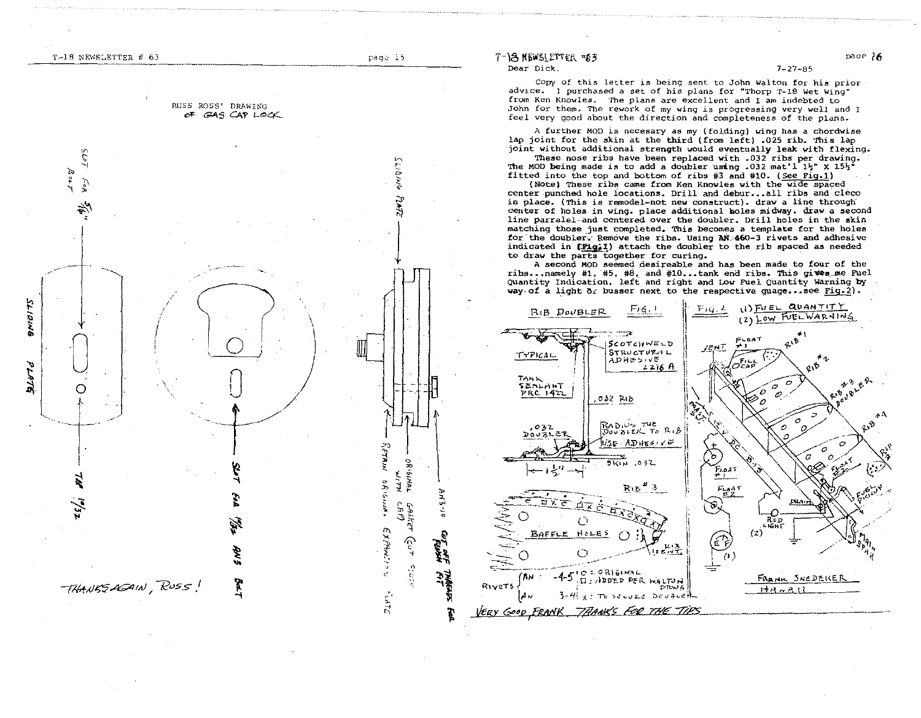RUSS ROSS' DRAWING
OF GAS CAP LOCK

SLOT FOR 5/16" BOLT

SLIDING PLATE

TAP 10/32

SLOT FOR 10/32 AN3 BOLT

SLIDING PLATE

AN3-10

CUT OFF THREADS FOR FLUSH FIT

ORIGINAL GASKET WITH CAP (CUT SLOT)

RETAIN ORIGINAL EXPANSION PLATE

THANKS AGAIN, RUSS!

Dear Dick, 7-27-85

Copy of this letter is being sent to John Walton for his prior advice. I purchased a set of his plans for "Thorp T-18 Wet Wing" from Ken Knowles. The plans are excellent and I am indebted to John for them. The rework of my wing is progressing very well and I feel very good about the direction and completeness of the plans.

A further MOD is necesary as my (folding) wing has a chordwise lap joint for the skin at the third (from left) .025 rib. This lap joint without additional strength would eventually leak with flexing.

These nose ribs have been replaced with .032 ribs per drawing. The MOD being made is to add a doubler using .032 mat'l 1½" X 15½" fitted into the top and bottom of ribs #3 and #10. (See Fig.1)

(Note) These ribs came from Ken Knowles with the wide spaced center punched hole locations. Drill and debur...all ribs and cleco in place. (This is remodel-not new construct). draw a line through center of holes in wing. place additional holes midway. draw a second line parralel and centered over the doubler. Drill holes in the skin matching those just completed. This becomes a template for the holes for the doubler. Remove the ribs. Using AN 460-3 rivets and adhesive indicated in (Fig.1) attach the doubler to the rib spaced as needed to draw the parts together for curing.

A second MOD seemed desireable and has been made to four of the ribs...namely #1, #5, #8, and #10...tank end ribs. This gives me Fuel Quantity Indication, left and right and Low Fuel Quantity Warning by way of a light or buzzer next to the respective guage...see Fig.2).

RIB DOUBLER FIG. 1

TYPICAL

SCOTCHWELD STRUCTURAL ADHESIVE 2216 A

TANK SEALANT PRC 1422

.032 RIB

.032 DOUBLER

RADIUS THE DOUBLER TO RIB USE ADHESIVE

SKIN .032

1½"

RIB #3

BAFFLE HOLES

RIB LEFT

RIVETS AN -4-5 O: ORIGINAL □: ADDED PER WALTON DRWG

AN 3-4 X: TO SECURE DOUBLER

FIG. 2 (1) FUEL QUANTITY (2) LOW FUEL WARNING

VENT, FLOAT #1, FILL CAP, RIB #1, RIB #2, RIB #3 DOUBLER, RIB #4, RIB #5, FLOAT #2, FUEL PICKUP, DRAIN, MAIN SPAR, REAR SPAR, 12 V DC BUS, FLOAT #1, FLOAT #2, RED LIGHT (2), E F (1)

FRANK SNEDEKER
N4462J

VERY GOOD, FRANK. THANKS FOR THE TIPS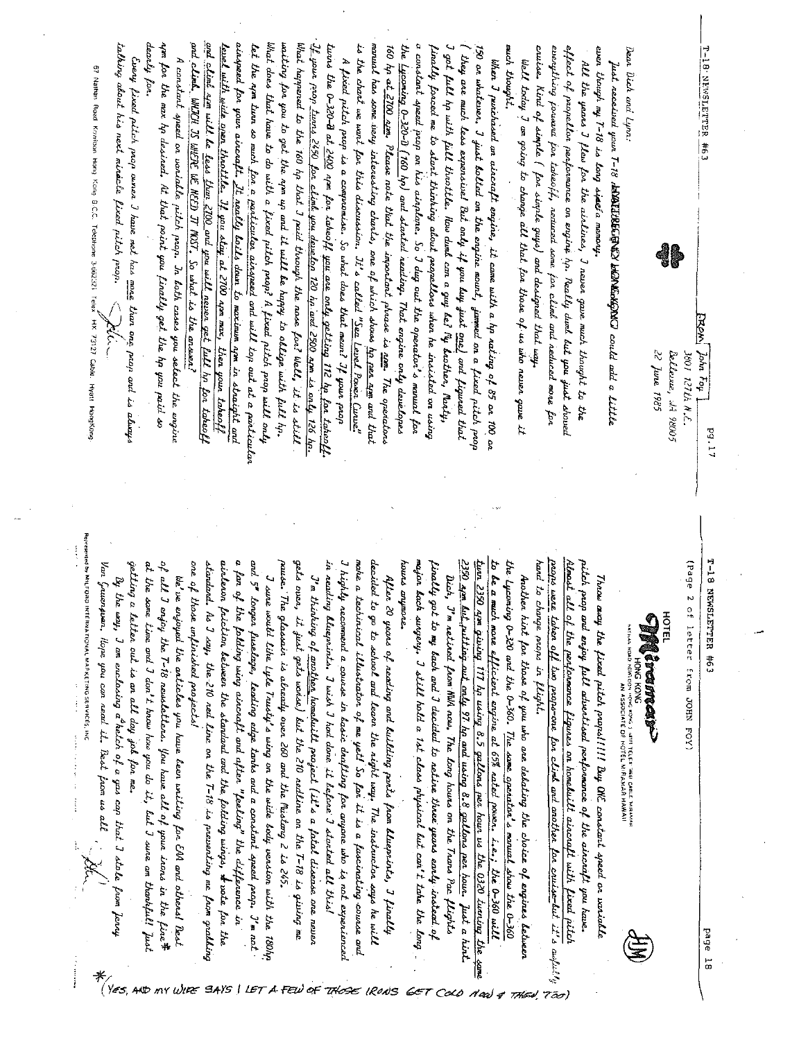FROM: John Foy
3801 127th N.E.
Bellevue, WA 98005
22 June 1985

Dear Dick and Lyn:

Just received your T-18 ~~NEWSLETTER~~ HONG KONG could add a little even though my T-18 is long since a memory.

All the years I flew for the airlines, I never gave much thought to the effect of propellor performance on engine hp. Really dumb but you just showed everything powered for takeoff, reduced some for climb and reduced more for cruise. Kind of simple (for simple guys) and designed that way.

Well today I am going to change all that for those of us who never gave it much thought.

When I purchased an aircraft engine, it came with a hp rating of 85 or 100 or 150 or whatever. I just bolted on the engine mount, jammed on a fixed pitch prop (they are much less expensive) but only if you buy just one) and figured that I got full hp with full throttle. How dumb can a guy be? My brother, Marty, finally forced me to start thinking about propellors when he insisted on using a constant speed prop on his airplane. So I dug out the operator's manual for the Lycoming O-320-D (160 hp) and started reading. That engine only develops 160 hp at 2700 rpm. Please note that the important phrase is rpm. The operators manual has some very interesting charts, one of which shows hp per rpm and that is the chart we want for this discussion. It's called "Sea Level Power Curve".

A fixed pitch prop is a compromise. So what does that mean? If your prop turns the O-320-D at 2400 rpm for takeoff you are only getting 112 hp for takeoff. If your prop turns 2450 for climb you develop 120 hp and 2500 rpm is only 126 hp. What happened to the 160 hp that I paid through the nose for? Well, it is still waiting for you to get the rpm up and it will be happy to oblige with full hp. What does that have to do with a fixed pitch prop? A fixed pitch prop will only let the rpm turn so much for a particular airspeed and will top out at a particular airspeed for your aircraft. It really boils down to maximum rpm in straight and level with wide open throttle. If you stay at 2700 rpm max, then your takeoff and climb rpm will be less than 2700 and you will never get full hp for takeoff and climb, WHICH IS WHERE WE NEED IT MOST. So what is the answer?

A constant speed or variable pitch prop. In both cases you select the engine rpm for the max hp desired. At that point you finally get the hp you paid so dearly for.

Every fixed pitch prop owner I have met has more than one prop and is always talking about his next miracle fixed pitch prop.

(Page 2 of letter from JOHN FOY)

Throw away the fixed pitch props!!!! Buy ONE constant speed or variable pitch prop and enjoy full advertised performance of the aircraft you have. Almost all of the performance figures on homebuilt aircraft with fixed pitch props were taken off two props—one for climb and another for cruise—but it's awfully hard to change props in flight.

Another hint for those of you who are debating the choice of engines between the Lycoming O-320 and the O-360. The same operator's manual show the O-360 to be a much more efficient engine at 65% rated power. i.e., the O-360 will turn 2350 rpm giving 117 hp using 8.5 gallons per hour vs the O320 turning the same 2350 rpm but putting out only 97 hp and using 8.8 gallons per hour. Just a hint.

Dick, I'm retired from NWA now. The long hours on the Trans Pac flights finally got to my back and I decided to retire three years early instead of major back surgery. I still hold a 1st class physical but can't take the long hours anymore.

After 20 years of reading and building parts from blueprints, I finally decided to go to school and learn the right way. The instructor says he will make a technical illustrator of me yet! So far it is a fascinating course and I highly recommend a course in basic drafting for anyone who is not experienced in reading blueprints. I wish I had done it before I started all this!

I'm thinking of another homebuilt project (it's a fatal disease one never gets over, it just gets worse) but the 210 redline on the T-18 is giving me pause. The glassair is already over 260 and the Mustang 2 is 245.

I sure would like Lyle Trusty's wing on the wide body version with the 180hp and 5" longer fuselage, leading edge tanks and a constant speed prop. I'm not a fan of the folding wing aircraft and often "feeling" the difference in aileron friction between the standard and the folding wings, I vote for the standard. As I say, the 210 red line on the T-18 is preventing me from grabbing one of those unfinished projects!

We've enjoyed the articles you have been writing for EAA and others! Best of all I enjoy the T-18 newsletters. You have all of your irons in the fire* at the same time and I don't know how you do it, but I sure am thankful! Just getting a letter out is an all day job for me.

By the way, I am enclosing a sketch of a gas cap that I stole from Jerry Van Grunsven. Hope you can read it. Best from us all,

*(YES, AND MY WIFE SAYS I LET A FEW OF THOSE IRONS GET COLD NOW & THEN, TOO)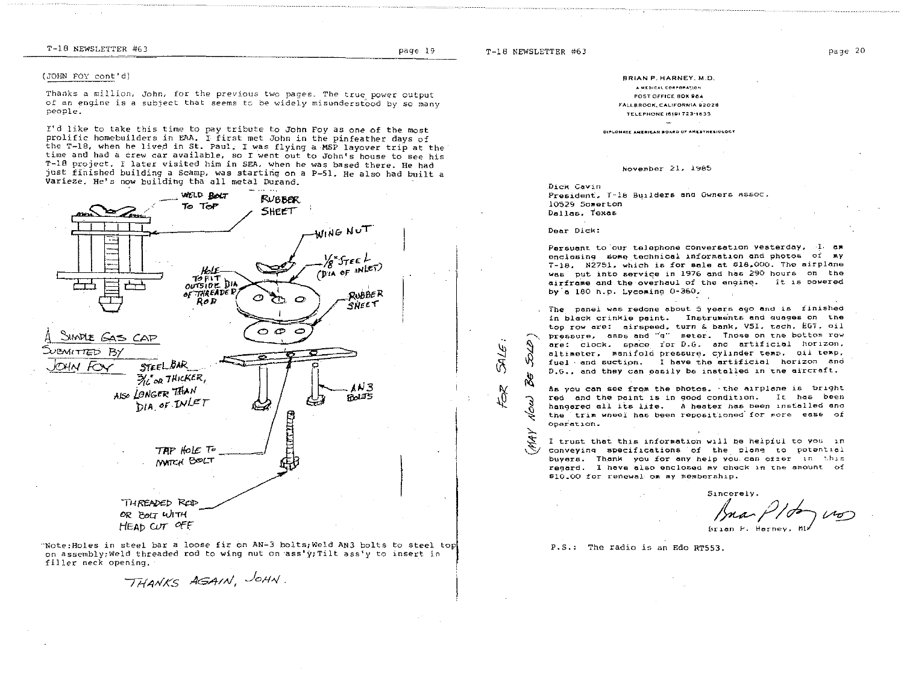(JOHN FOY cont'd)

Thanks a million, John, for the previous two pages. The true power output of an engine is a subject that seems to be widely misunderstood by so many people.

I'd like to take this time to pay tribute to John Foy as one of the most prolific homebuilders in EAA. I first met John in the pinfeather days of the T-18, when he lived in St. Paul. I was flying a MSP layover trip at the time and had a crew car available, so I went out to John's house to see his T-18 project. I later visited him in SEA, when he was based there. He had just finished building a Scamp, was starting on a P-51. He also had built a Varieze. He's now building the all metal Durand.

A SIMPLE GAS CAP SUBMITTED BY JOHN FOY

WELD BOLT TO TOP

RUBBER SHEET

WING NUT

1/8" STEEL (DIA OF INLET)

HOLE TO FIT OUTSIDE DIA OF THREADED ROD

RUBBER SHEET

STEEL BAR 3/16" OR THICKER, ALSO LONGER THAN DIA. OF INLET

AN3 BOLTS

TAP HOLE TO MATCH BOLT

THREADED ROD OR BOLT WITH HEAD CUT OFF

Note: Holes in steel bar a loose fit on AN-3 bolts; Weld AN3 bolts to steel top on assembly; Weld threaded rod to wing nut on ass'y; Tilt ass'y to insert in filler neck opening.

THANKS AGAIN, JOHN.

---

BRIAN P. HARNEY, M.D.
A MEDICAL CORPORATION
POST OFFICE BOX 964
FALLBROOK, CALIFORNIA 92028
TELEPHONE (619) 723-1633

DIPLOMATE AMERICAN BOARD OF ANESTHESIOLOGY

November 21, 1985

Dick Cavin
President, T-18 Builders and Owners Assoc.
10529 Somerton
Dallas, Texas

Dear Dick:

Persuant to our telephone conversation yesterday, I am enclosing some technical information and photos of my T-18, N2751, which is for sale at $18,000. The airplane was put into service in 1976 and has 290 hours on the airframe and the overhaul of the engine. It is powered by a 180 h.p. Lycoming O-360.

The panel was redone about 5 years ago and is finished in black crinkle paint. Instruments and guages on the top row are: airspeed, turn & bank, VSI, tach, EGT, oil pressure, amps and "g" meter. Those on the bottom row are: clock, space for D.G. and artificial horizon, altimeter, manifold pressure, cylinder temp, oil temp, fuel and suction. I have the artificial horizon and D.G., and they can easily be installed in the aircraft.

As you can see from the photos, the airplane is bright red and the paint is in good condition. It has been hangered all its life. A heater has been installed and the trim wheel has been repositioned for more ease of operation.

I trust that this information will be helpful to you in conveying specifications of the plane to potential buyers. Thank you for any help you can offer in this regard. I have also enclosed my check in the amount of $10.00 for renewal of my membership.

FOR SALE: (MAY NOW BE SOLD)

Sincerely,

Brian P. Harney, MD

P.S.: The radio is an Edo RT553.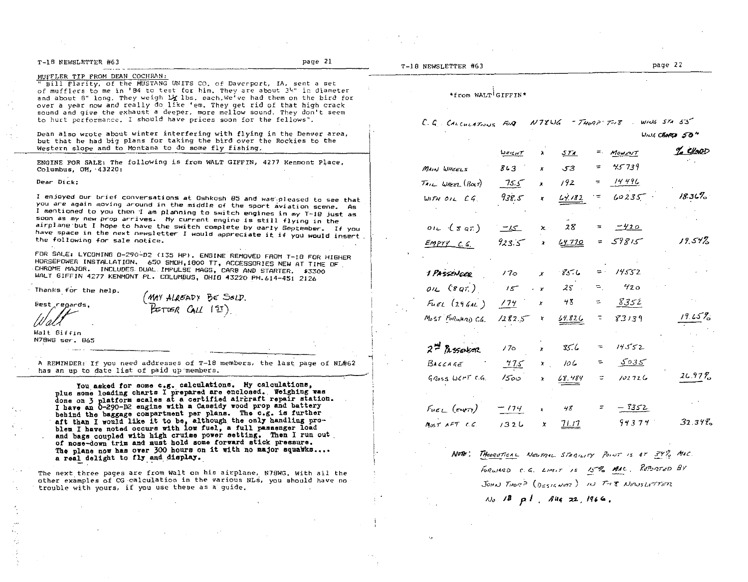MUFFLER TIP FROM DEAN COCHRAN:

" Bill Flarity, of the MUSTANG UNITS CO. of Davenport, IA, sent a set of mufflers to me in '84 to test for him. They are about 3½" in diameter and about 8" long. They weigh 1¼ lbs. each. We've had them on the bird for over a year now and really do like 'em. They get rid of that high crack sound and give the exhaust a deeper, more mellow sound. They don't seem to hurt performance. I should have prices soon for the fellows".

Dean also wrote about winter interfering with flying in the Denver area, but that he had big plans for taking the bird over the Rockies to the Western slope and to Montana to do some fly fishing.

---

ENGINE FOR SALE: The following is from WALT GIFFIN, 4277 Kenmont Place, Columbus, OH, 43220:

Dear Dick:

I enjoyed our brief conversations at Oshkosh 85 and was pleased to see that you are again moving around in the middle of the sport aviation scene. As I mentioned to you then I am planning to switch engines in my T-18 just as soon as my new prop arrives. My current engine is still flying in the airplane but I hope to have the switch complete by early September. If you have space in the next newsletter I would appreciate it if you would insert the following for sale notice.

FOR SALE: LYCOMING O-290-D2 (135 HP). ENGINE REMOVED FROM T-18 FOR HIGHER HORSEPOWER INSTALLATION. 650 SMOH, 1800 TT, ACCESSORIES NEW AT TIME OF CHROME MAJOR. INCLUDES DUAL IMPULSE MAGS, CARB AND STARTER. $3300 WALT GIFFIN 4277 KENMONT PL. COLUMBUS, OHIO 43220 PH. 614-451 2126

Thanks for the help.

Best regards,

Walt

Walt Giffin
N78WG ser. 865

(MAY ALREADY BE SOLD. BETTER CALL 1ST)

---

A REMINDER: If you need addresses of T-18 members, the last page of NL#62 has an up to date list of paid up members.

---

You asked for some c.g. calculations. My calculations, plus some loading charts I prepared are enclosed. Weighing was done on 3 platform scales at a certified aircraft repair station. I have an O-290-D2 engine with a Cassidy wood prop and battery behind the baggage compartment per plans. The c.g. is further aft than I would like it to be, although the only handling problem I have noted occurs with low fuel, a full passenger load and bags coupled with high cruise power setting. Then I run out of nose-down trim and must hold some forward stick pressure. The plane now has over 300 hours on it with no major squawks.... a real delight to fly and display.

The next three pages are from Walt on his airplane, N78WG. With all the other examples of CG calculation in the various NLs, you should have no trouble with yours, if you use these as a guide.

---

*from WALT GIFFIN*

C.G. CALCULATIONS FOR N78WG - THORP T-18 . WING STA 53"

WING CHORD 50"

| | WEIGHT | x | STA | = | MOMENT | % CHORD |
|---|---|---|---|---|---|---|
| MAIN WHEELS | 863 | x | 53 | = | 45739 | |
| TAIL WHEEL (BOLT) | 75.5 | x | 192 | = | 14496 | |
| WITH OIL C.G. | 938.5 | x | 64.182 | = | 60235 | 18.36% |
| OIL (8 QT.) | -15 | x | 28 | = | -420 | |
| EMPTY C.G. | 923.5 | x | 64.770 | = | 59815 | 19.54% |
| 1 PASSENGER | 170 | x | 85.6 | = | 14552 | |
| OIL (8 QT.) | 15 | x | 28 | = | 420 | |
| FUEL (29 GAL) | 174 | x | 48 | = | 8352 | |
| MOST FORWARD C.G. | 1282.5 | x | 64.826 | = | 83139 | 19.65% |
| 2ND PASSENGER | 170 | x | 85.6 | = | 14552 | |
| BAGGAGE | 47.5 | x | 106 | = | 5035 | |
| GROSS WGHT C.G. | 1500 | x | 68.484 | = | 102726 | 26.97% |
| FUEL (EMPTY) | -174 | x | 48 | = | -8352 | |
| MOST AFT C.G. | 1326 | x | 71.17 | | 94374 | 32.34% |

NOTE: THEORETICAL NEUTRAL STABILITY POINT IS AT 34% MAC. FORWARD C.G. LIMIT IS 15% MAC. REPORTED BY JOHN THORP (DESIGNER) IN THE NEWSLETTER No. 18 p1, Aug 22, 1966.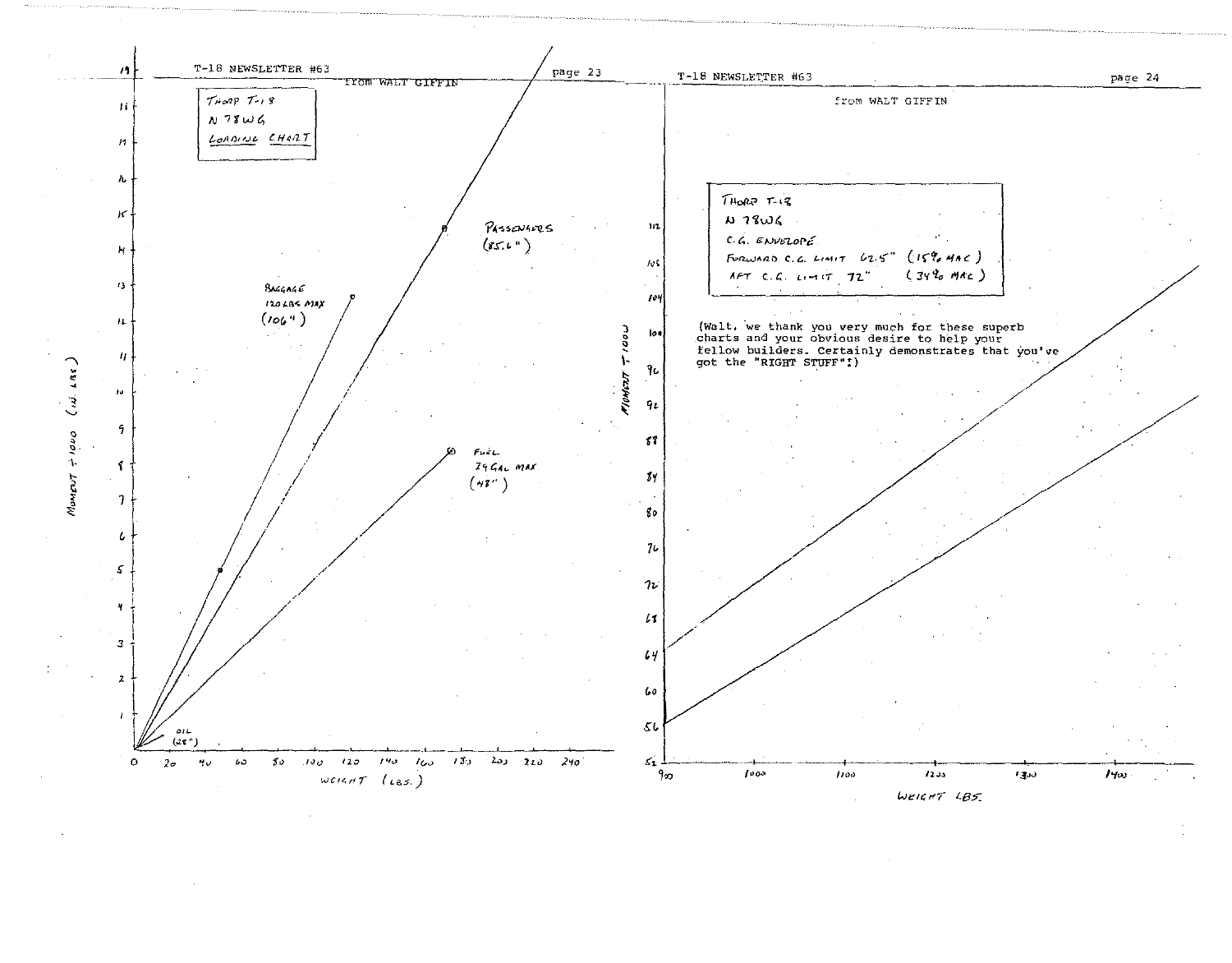from WALT GIFFIN

Thorp T-18
N 78WG
Loading Chart

Passengers (85.6")

Baggage 120 LBS MAX (106")

Fuel 24 GAL MAX (48")

Oil (25")

Moment ÷ 1000 (in. lbs)

Weight (lbs.)

from WALT GIFFIN

Thorp T-18
N 78WG
C.G. Envelope
Forward C.G. Limit 62.5" (15% MAC)
Aft C.G. Limit 72" (34% MAC)

(Walt, we thank you very much for these superb charts and your obvious desire to help your fellow builders. Certainly demonstrates that you've got the "RIGHT STUFF":)

Moment ÷ 1000

Weight LBS.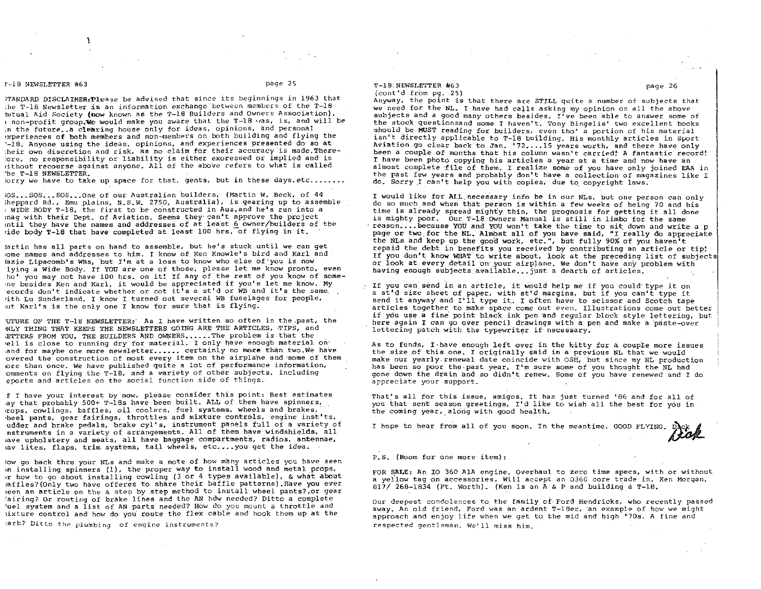STANDARD DISCLAIMER: Please be advised that since its beginnings in 1963 that the T-18 Newsletter is an information exchange between members of the T-18 Mutual Aid Society (now known as the T-18 Builders and Owners Association), a non-profit group. We would make you aware that the T-18 was, is, and will be in the future..a clearing house only for ideas, opinions, and personal experiences of both members and non-members on both building and flying the T-18. Anyone using the ideas, opinions, and experiences presented do so at their own discretion and risk, as no claim for their accuracy is made. Therefore, no responsibility or liability is either expressed or implied and is without recourse against anyone. All of the above refers to what is called the T-18 NEWSLETTER.

Sorry we have to take up space for that, gents, but in these days,etc........

SOS...SOS...SOS...One of our Australian builders, (Martin W. Beck, of 44 Sheppard Rd., Emu plains, N.S.W. 2750, Australia), is gearing up to assemble a WIDE BODY T-18, the first to be constructed in Aus.and he's run into a snag with their Dept. of Aviation. Seems they can't approve the project until they have the names and addresses of at least 6 owner/builders of the wide body T-18 that have completed at least 100 hrs. of flying in it.

Martin has all parts on hand to assemble, but he's stuck until we can get some names and addresses to him. I know of Ken Knowle's bird and Karl and Mazie Lipscomb's WBs, but I'm at a loss to know who else of you is now flying a Wide Body. If YOU are one of those, please let me know pronto, even tho' you may not have 100 hrs. on it! If any of the rest of you know of someone besides Ken and Karl, it would be appreciated if you'd let me know. My records don't indicate whether or not it's a st'd or WB and it's the same with Lu Sunderland. I know I turned out several WB fuselages for people, but Karl's is the only one I know for sure that is flying.

FUTURE OF THE T-18 NEWSLETTER: As I have written so often in the past, the ONLY THING THAT KEEPS THE NEWSLETTERS GOING ARE THE ARTICLES, TIPS, and LETTERS FROM YOU, THE BUILDERS AND OWNERS......The problem is that the well is close to running dry for material. I only have enough material on hand for maybe one more newsletter...... certainly no more than two.We have covered the construction of most every item on the airplane and some of them more than once. We have published quite a lot of performance information, comments on flying the T-18, and a variety of other subjects, including reports and articles on the social function side of things.

If I have your interest by now, please consider this point: Best estimates say that probably 500+ T-18s have been built. ALL of them have spinners, props, cowlings, baffles, oil coolers, fuel systems, wheels and brakes, wheel pants, gear fairings, throttles and mixture controls, engine inst'ts, rudder and brake pedals, brake cyl's, instrument panels full of a variety of instruments in a variety of arrangements. All of them have windshields, all have upholstery and seats, all have baggage compartments, radios, antennae, nav lites, flaps, trim systems, tail wheels, etc....you get the idea.

Now go back thru your NLs and make a mote of how many articles you have seen on installing spinners (1), the proper way to install wood and metal props, or how to go about installing cowling (3 or 4 types available), & what about baffles?(Only two have offeres to share their baffle patterns).Have you ever seen an article on the a step by step method to install wheel pants?,or gear fairing? Or routing of brake lines and the AN hdw needed? Ditto a complete fuel system and a list of AN parts needed? How do you mount a throttle and mixture control and how do you route the flex cable and hook them up at the carb? Ditto the plumbing of engine instruments?

(cont'd from pg. 25)

Anyway, the point is that there are STILL quite a number of subjects that we need for the NL. I have had calls asking my opinion on all the above subjects and a good many others besides. I've been able to answer some of the stock questionsand some I haven't. Tony Bingelis' two excellent books should be MUST reading for builders, even tho' a portion of his material isn't directly applicable to T-18 building. His monthly articles in Sport Aviation go clear back to Jan. '72....15 years worth, and there have only been a couple of months that his column wasn't carried! A fantastic record! I have been photo copying his articles a year at a time and now have an almost complete file of them. I realize some of you have only joined EAA in the past few years and probably don't have a collection of magazines like I do. Sorry I can't help you with copies, due to copyright laws.

I would like for ALL necessary info be in our NLs, but one person can only do so much and when that person is within a few weeks of being 70 and his time is already spread mighty thin, the prognosis for getting it all done is mighty poor. Our T-18 Owners Manual is still in limbo for the same reason....because YOU and YOU won't take the time to sit down and write a p page or two for the NL. Almost all of you have said, "I really do appreciate the NLs and keep up the good work, etc.", but fully 90% of you haven't repaid the debt in benefits you received by contributing an article or tip! If you don't know WHAT to write about, look at the preceding list of subjects or look at every detail on your airplane. We don't have any problem with having enough subjects available...just a dearth of articles.

If you can send in an article, it would help me if you could type it on a st'd size sheet of paper, with st'd margins, but if you can't type it send it anyway and I'll type it. I often have to scissor and Scotch tape articles together to make space come out even. Illustrations come out better if you use a fine point black ink pen and regular block style lettering, but here again I can go over pencil drawings with a pen and make a paste-over lettering patch with the typewriter if necessary.

As to funds, I have enough left over in the kitty for a couple more issues the size of this one. I originally said in a previous NL that we would make our yearly renewal date coincide with OSH, but since my NL production has been so poor the past year, I'm sure some of you thought the NL had gone down the drain and so didn't renew. Some of you have renewed and I do appreciate your support.

That's all for this issue, amigos. It has just turned '86 and for all of you that sent season greetings, I'd like to wish all the best for you in the coming year, along with good health.

I hope to hear from all of you soon. In the meantime, GOOD FLYING. Dick

P.S. (Room for one more item):

FOR SALE: An IO 360 A1A engine. Overhaul to zero time specs, with or without a yellow tag on accessories. Will accept an O360 core trade in. Ken Morgan, 817/ 268-1834 (Ft. Worth). (Ken is an A & P and building a T-18.

Our deepest condolences to the family of Ford Hendricks, who recently passed away. An old friend, Ford was an ardent T-18er, an example of how we might approach and enjoy life when we get to the mid and high '70s. A fine and respected gentleman. We'll miss him.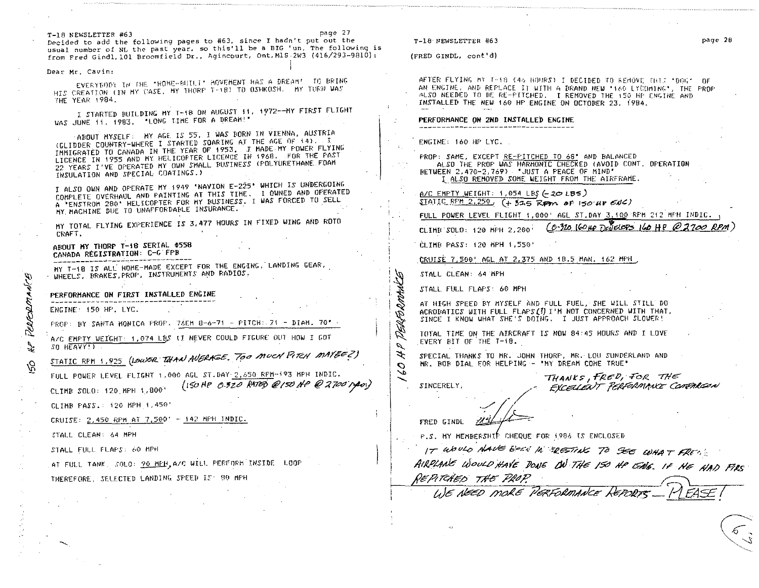Decided to add the following pages to #63, since I hadn't put out the usual number of NL the past year, so this'll be a BIG 'un. The following is from Fred Gindl, 101 Broomfield Dr., Agincourt, Ont. M1S 2W3 (416/293-9810):

Dear Mr. Cavin:

EVERYBODY IN THE 'HOME-BUILT' MOVEMENT HAS A DREAM' TO BRING HIS CREATION (IN MY CASE, MY THORP T-18) TO OSHKOSH. MY TURN WAS THE YEAR 1984.

I STARTED BUILDING MY T-18 ON AUGUST 11, 1972--MY FIRST FLIGHT WAS JUNE 11, 1983. "LONG TIME FOR A DREAM!"

ABOUT MYSELF: MY AGE IS 55, I WAS BORN IN VIENNA, AUSTRIA (GLIDDER COUNTRY-WHERE I STARTED SOARING AT THE AGE OF 14). I IMMIGRATED TO CANADA IN THE YEAR OF 1953. I MADE MY POWER FLYING LICENCE IN 1955 AND MY HELICOPTER LICENCE IN 1968. FOR THE PAST 22 YEARS I'VE OPERATED MY OWN SMALL BUSINESS (POLYURETHANE FOAM INSULATION AND SPECIAL COATINGS.)

I ALSO OWN AND OPERATE MY 1949 'NAVION E-225' WHICH IS UNDERGOING COMPLETE OVERHAUL AND PAINTING AT THIS TIME. I OWNED AND OPERATED A 'ENSTROM 280' HELICOPTER FOR MY BUSINESS. I WAS FORCED TO SELL MY MACHINE DUE TO UNAFFORDABLE INSURANCE.

MY TOTAL FLYING EXPERIENCE IS 3,477 HOURS IN FIXED WING AND ROTO CRAFT.

**ABOUT MY THORP T-18 SERIAL #558**
**CANADA REGISTRATION: C-G FPB**

MY T-18 IS ALL HOME-MADE EXCEPT FOR THE ENGINE, LANDING GEAR, WHEELS, BRAKES, PROP, INSTRUMENTS AND RADIOS.

*150 HP PERFORMANCE*

## PERFORMANCE ON FIRST INSTALLED ENGINE

ENGINE: 150 HP. LYC.

PROP: BY SANTA MONICA PROP. 76EM 8-6-71 - PITCH: 71 - DIAM. 70"

A/C EMPTY WEIGHT: 1,074 LBS (I NEVER COULD FIGURE OUT HOW I GOT SO HEAVY!)

STATIC RPM 1,925 *(LOWER THAN AVERAGE. TOO MUCH PITCH MAYBE?)*

FULL POWER LEVEL FLIGHT 1,000 AGL ST.DAY 2,650 RPM-193 MPH INDIC. *(150 HP O-320 RATED @ 150 HP @ 2700 RPM)*

CLIMB SOLO: 120 MPH 1,800'

CLIMB PASS.: 120 MPH 1,450'

CRUISE: 2,450 RPM AT 7,500' - 142 MPH INDIC.

STALL CLEAN: 64 MPH

STALL FULL FLAPS: 60 MPH

AT FULL TANK, SOLO: 90 MPH, A/C WILL PERFORM INSIDE LOOP

THEREFORE, SELECTED LANDING SPEED IS 90 MPH

(FRED GINDL, cont'd)

AFTER FLYING MY T-18 (45 HOURS) I DECIDED TO REMOVE THIS 'DOG' OF AN ENGINE, AND REPLACE IT WITH A BRAND NEW '160 LYCOMING', THE PROP ALSO NEEDED TO BE RE-PITCHED. I REMOVED THE 150 HP ENGINE AND INSTALLED THE NEW 160 HP ENGINE ON OCTOBER 23, 1984.

*160 HP PERFORMANCE*

## PERFORMANCE ON 2ND INSTALLED ENGINE

ENGINE: 160 HP LYC.

PROP: SAME, EXCEPT RE-PITCHED TO 68" AND BALANCED
ALSO THE PROP WAS HARMONIC CHECKED (AVOID CONT. OPERATION BETWEEN 2,470-2,769) "JUST A PEACE OF MIND"
I ALSO REMOVED SOME WEIGHT FROM THE AIRFRAME.

A/C EMPTY WEIGHT: 1,054 LBS *(-20 LBS)*

STATIC RPM 2,250 *(+325 RPM OF 150 HP ENG)*

FULL POWER LEVEL FLIGHT 1,000' AGL ST.DAY 3,100 RPM 212 MPH INDIC.

CLIMB SOLO: 120 MPH 2,200' *(O-320 160 HP DEVELOPS 160 HP @ 2700 RPM)*

CLIMB PASS: 120 MPH 1,550'

CRUISE 7,500' AGL AT 2,375 AND 18.5 MAN. 162 MPH

STALL CLEAN: 64 MPH

STALL FULL FLAPS: 60 MPH

AT HIGH SPEED BY MYSELF AND FULL FUEL, SHE WILL STILL DO ACROBATICS WITH FULL FLAPS(?) I'M NOT CONCERNED WITH THAT, SINCE I KNOW WHAT SHE'S DOING. I JUST APPROACH SLOWER!

TOTAL TIME ON THE AIRCRAFT IS NOW 84:45 HOURS AND I LOVE EVERY BIT OF THE T-18.

SPECIAL THANKS TO MR. JOHN THORP, MR. LOU SUNDERLAND AND MR. BOB DIAL FOR HELPING - "MY DREAM COME TRUE"

SINCERELY,

FRED GINDL

*THANKS, FRED, FOR THE EXCELLENT PERFORMANCE COMPARISON*

P.S. MY MEMBERSHIP CHEQUE FOR 1986 IS ENCLOSED

*IT WOULD HAVE BEEN INTERESTING TO SEE WHAT FRED'S AIRPLANE WOULD HAVE DONE ON THE 150 HP ENG. IF HE HAD FIRST REPITCHED THE PROP.*

*WE NEED MORE PERFORMANCE REPORTS — PLEASE!*